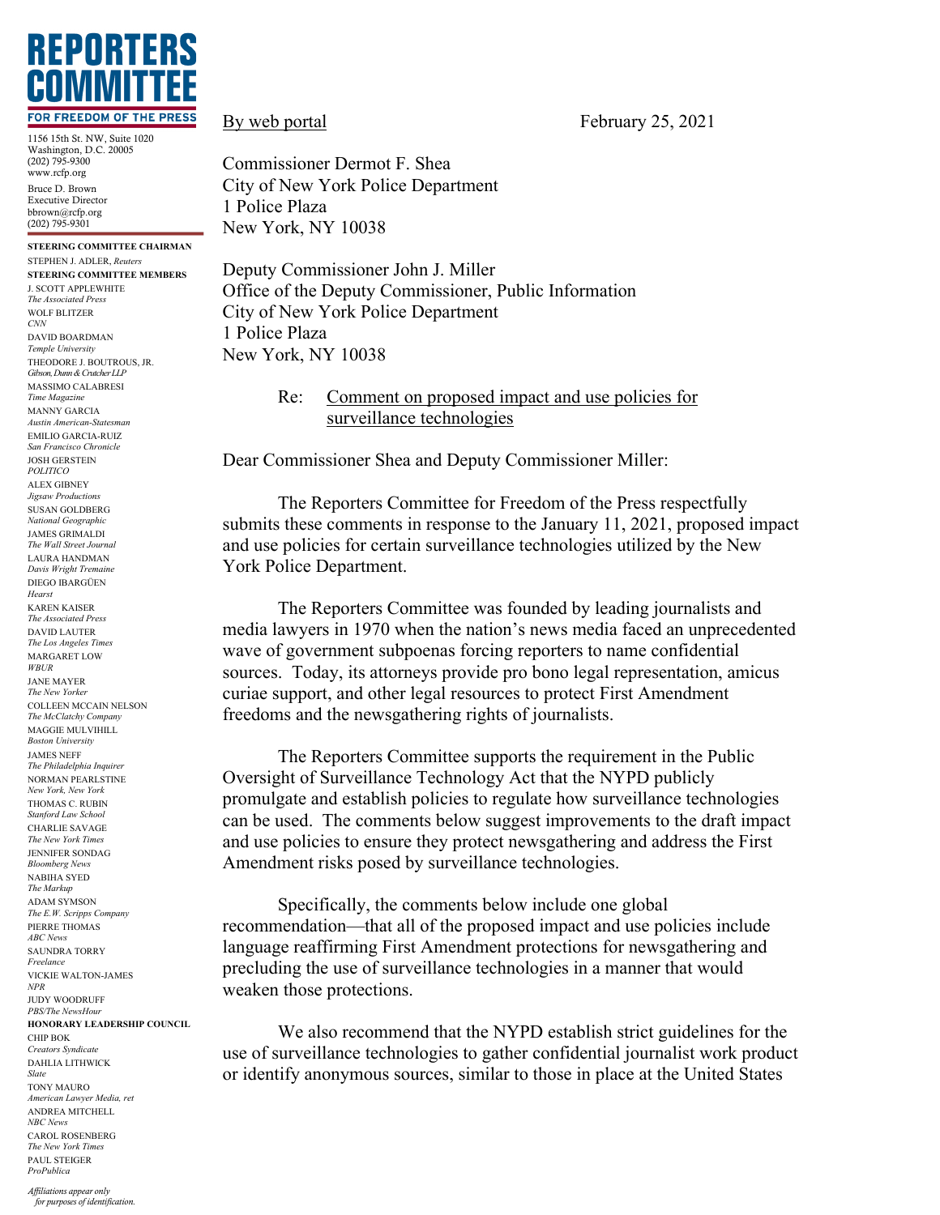**REPORTERS COMMITTEE**
**FOR FREEDOM OF THE PRESS**

1156 15th St. NW, Suite 1020
Washington, D.C. 20005
(202) 795-9300
www.rcfp.org

Bruce D. Brown
Executive Director
bbrown@rcfp.org
(202) 795-9301

**STEERING COMMITTEE CHAIRMAN**
STEPHEN J. ADLER, *Reuters*

**STEERING COMMITTEE MEMBERS**
J. SCOTT APPLEWHITE, *The Associated Press*
WOLF BLITZER, *CNN*
DAVID BOARDMAN, *Temple University*
THEODORE J. BOUTROUS, JR., *Gibson, Dunn & Crutcher LLP*
MASSIMO CALABRESI, *Time Magazine*
MANNY GARCIA, *Austin American-Statesman*
EMILIO GARCIA-RUIZ, *San Francisco Chronicle*
JOSH GERSTEIN, *POLITICO*
ALEX GIBNEY, *Jigsaw Productions*
SUSAN GOLDBERG, *National Geographic*
JAMES GRIMALDI, *The Wall Street Journal*
LAURA HANDMAN, *Davis Wright Tremaine*
DIEGO IBARGÜEN, *Hearst*
KAREN KAISER, *The Associated Press*
DAVID LAUTER, *The Los Angeles Times*
MARGARET LOW, *WBUR*
JANE MAYER, *The New Yorker*
COLLEEN MCCAIN NELSON, *The McClatchy Company*
MAGGIE MULVIHILL, *Boston University*
JAMES NEFF, *The Philadelphia Inquirer*
NORMAN PEARLSTINE, *New York, New York*
THOMAS C. RUBIN, *Stanford Law School*
CHARLIE SAVAGE, *The New York Times*
JENNIFER SONDAG, *Bloomberg News*
NABIHA SYED, *The Markup*
ADAM SYMSON, *The E.W. Scripps Company*
PIERRE THOMAS, *ABC News*
SAUNDRA TORRY, *Freelance*
VICKIE WALTON-JAMES, *NPR*
JUDY WOODRUFF, *PBS/The NewsHour*

**HONORARY LEADERSHIP COUNCIL**
CHIP BOK, *Creators Syndicate*
DAHLIA LITHWICK, *Slate*
TONY MAURO, *American Lawyer Media, ret*
ANDREA MITCHELL, *NBC News*
CAROL ROSENBERG, *The New York Times*
PAUL STEIGER, *ProPublica*

*Affiliations appear only for purposes of identification.*

---

By web portal — February 25, 2021

Commissioner Dermot F. Shea
City of New York Police Department
1 Police Plaza
New York, NY 10038

Deputy Commissioner John J. Miller
Office of the Deputy Commissioner, Public Information
City of New York Police Department
1 Police Plaza
New York, NY 10038

Re: Comment on proposed impact and use policies for surveillance technologies

Dear Commissioner Shea and Deputy Commissioner Miller:

The Reporters Committee for Freedom of the Press respectfully submits these comments in response to the January 11, 2021, proposed impact and use policies for certain surveillance technologies utilized by the New York Police Department.

The Reporters Committee was founded by leading journalists and media lawyers in 1970 when the nation's news media faced an unprecedented wave of government subpoenas forcing reporters to name confidential sources. Today, its attorneys provide pro bono legal representation, amicus curiae support, and other legal resources to protect First Amendment freedoms and the newsgathering rights of journalists.

The Reporters Committee supports the requirement in the Public Oversight of Surveillance Technology Act that the NYPD publicly promulgate and establish policies to regulate how surveillance technologies can be used. The comments below suggest improvements to the draft impact and use policies to ensure they protect newsgathering and address the First Amendment risks posed by surveillance technologies.

Specifically, the comments below include one global recommendation—that all of the proposed impact and use policies include language reaffirming First Amendment protections for newsgathering and precluding the use of surveillance technologies in a manner that would weaken those protections.

We also recommend that the NYPD establish strict guidelines for the use of surveillance technologies to gather confidential journalist work product or identify anonymous sources, similar to those in place at the United States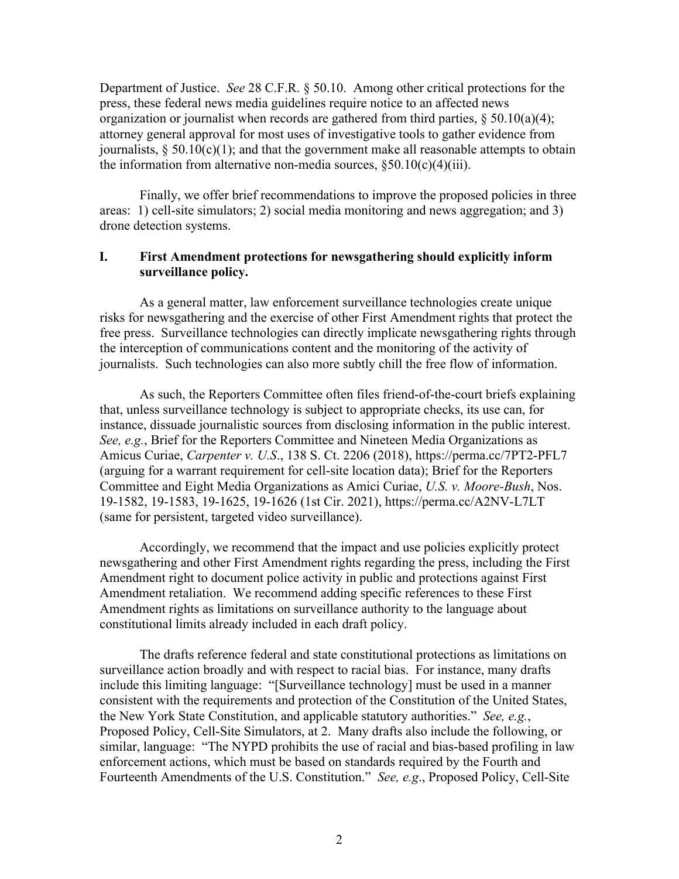Department of Justice. *See* 28 C.F.R. § 50.10. Among other critical protections for the press, these federal news media guidelines require notice to an affected news organization or journalist when records are gathered from third parties, § 50.10(a)(4); attorney general approval for most uses of investigative tools to gather evidence from journalists, § 50.10(c)(1); and that the government make all reasonable attempts to obtain the information from alternative non-media sources, §50.10(c)(4)(iii).

Finally, we offer brief recommendations to improve the proposed policies in three areas: 1) cell-site simulators; 2) social media monitoring and news aggregation; and 3) drone detection systems.

## I. First Amendment protections for newsgathering should explicitly inform surveillance policy.

As a general matter, law enforcement surveillance technologies create unique risks for newsgathering and the exercise of other First Amendment rights that protect the free press. Surveillance technologies can directly implicate newsgathering rights through the interception of communications content and the monitoring of the activity of journalists. Such technologies can also more subtly chill the free flow of information.

As such, the Reporters Committee often files friend-of-the-court briefs explaining that, unless surveillance technology is subject to appropriate checks, its use can, for instance, dissuade journalistic sources from disclosing information in the public interest. *See, e.g.*, Brief for the Reporters Committee and Nineteen Media Organizations as Amicus Curiae, *Carpenter v. U.S.*, 138 S. Ct. 2206 (2018), https://perma.cc/7PT2-PFL7 (arguing for a warrant requirement for cell-site location data); Brief for the Reporters Committee and Eight Media Organizations as Amici Curiae, *U.S. v. Moore-Bush*, Nos. 19-1582, 19-1583, 19-1625, 19-1626 (1st Cir. 2021), https://perma.cc/A2NV-L7LT (same for persistent, targeted video surveillance).

Accordingly, we recommend that the impact and use policies explicitly protect newsgathering and other First Amendment rights regarding the press, including the First Amendment right to document police activity in public and protections against First Amendment retaliation. We recommend adding specific references to these First Amendment rights as limitations on surveillance authority to the language about constitutional limits already included in each draft policy.

The drafts reference federal and state constitutional protections as limitations on surveillance action broadly and with respect to racial bias. For instance, many drafts include this limiting language: "[Surveillance technology] must be used in a manner consistent with the requirements and protection of the Constitution of the United States, the New York State Constitution, and applicable statutory authorities." *See, e.g.*, Proposed Policy, Cell-Site Simulators, at 2. Many drafts also include the following, or similar, language: "The NYPD prohibits the use of racial and bias-based profiling in law enforcement actions, which must be based on standards required by the Fourth and Fourteenth Amendments of the U.S. Constitution." *See, e.g*., Proposed Policy, Cell-Site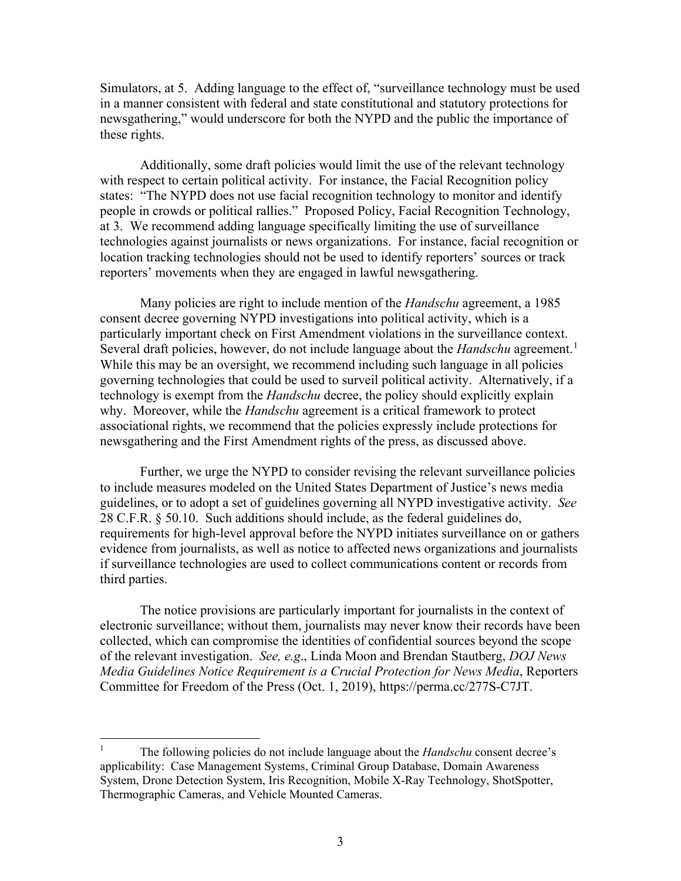Simulators, at 5. Adding language to the effect of, "surveillance technology must be used in a manner consistent with federal and state constitutional and statutory protections for newsgathering," would underscore for both the NYPD and the public the importance of these rights.

Additionally, some draft policies would limit the use of the relevant technology with respect to certain political activity. For instance, the Facial Recognition policy states: "The NYPD does not use facial recognition technology to monitor and identify people in crowds or political rallies." Proposed Policy, Facial Recognition Technology, at 3. We recommend adding language specifically limiting the use of surveillance technologies against journalists or news organizations. For instance, facial recognition or location tracking technologies should not be used to identify reporters' sources or track reporters' movements when they are engaged in lawful newsgathering.

Many policies are right to include mention of the *Handschu* agreement, a 1985 consent decree governing NYPD investigations into political activity, which is a particularly important check on First Amendment violations in the surveillance context. Several draft policies, however, do not include language about the *Handschu* agreement.[1] While this may be an oversight, we recommend including such language in all policies governing technologies that could be used to surveil political activity. Alternatively, if a technology is exempt from the *Handschu* decree, the policy should explicitly explain why. Moreover, while the *Handschu* agreement is a critical framework to protect associational rights, we recommend that the policies expressly include protections for newsgathering and the First Amendment rights of the press, as discussed above.

Further, we urge the NYPD to consider revising the relevant surveillance policies to include measures modeled on the United States Department of Justice's news media guidelines, or to adopt a set of guidelines governing all NYPD investigative activity. *See* 28 C.F.R. § 50.10. Such additions should include, as the federal guidelines do, requirements for high-level approval before the NYPD initiates surveillance on or gathers evidence from journalists, as well as notice to affected news organizations and journalists if surveillance technologies are used to collect communications content or records from third parties.

The notice provisions are particularly important for journalists in the context of electronic surveillance; without them, journalists may never know their records have been collected, which can compromise the identities of confidential sources beyond the scope of the relevant investigation. *See, e.g*., Linda Moon and Brendan Stautberg, *DOJ News Media Guidelines Notice Requirement is a Crucial Protection for News Media*, Reporters Committee for Freedom of the Press (Oct. 1, 2019), https://perma.cc/277S-C7JT.

---

[1] The following policies do not include language about the *Handschu* consent decree's applicability: Case Management Systems, Criminal Group Database, Domain Awareness System, Drone Detection System, Iris Recognition, Mobile X-Ray Technology, ShotSpotter, Thermographic Cameras, and Vehicle Mounted Cameras.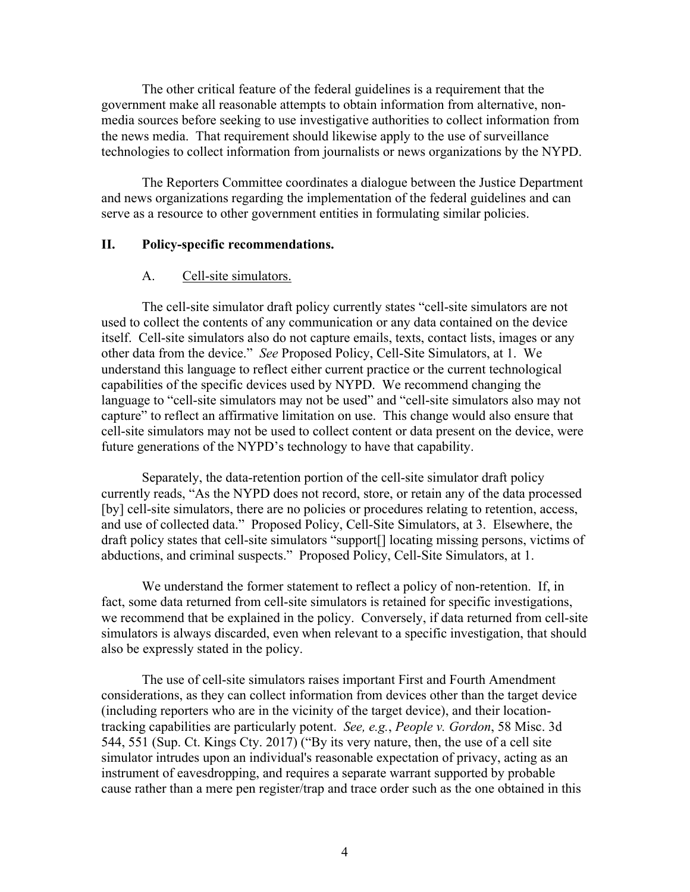The other critical feature of the federal guidelines is a requirement that the government make all reasonable attempts to obtain information from alternative, non-media sources before seeking to use investigative authorities to collect information from the news media. That requirement should likewise apply to the use of surveillance technologies to collect information from journalists or news organizations by the NYPD.

The Reporters Committee coordinates a dialogue between the Justice Department and news organizations regarding the implementation of the federal guidelines and can serve as a resource to other government entities in formulating similar policies.

## II. Policy-specific recommendations.

### A. Cell-site simulators.

The cell-site simulator draft policy currently states "cell-site simulators are not used to collect the contents of any communication or any data contained on the device itself. Cell-site simulators also do not capture emails, texts, contact lists, images or any other data from the device." *See* Proposed Policy, Cell-Site Simulators, at 1. We understand this language to reflect either current practice or the current technological capabilities of the specific devices used by NYPD. We recommend changing the language to "cell-site simulators may not be used" and "cell-site simulators also may not capture" to reflect an affirmative limitation on use. This change would also ensure that cell-site simulators may not be used to collect content or data present on the device, were future generations of the NYPD's technology to have that capability.

Separately, the data-retention portion of the cell-site simulator draft policy currently reads, "As the NYPD does not record, store, or retain any of the data processed [by] cell-site simulators, there are no policies or procedures relating to retention, access, and use of collected data." Proposed Policy, Cell-Site Simulators, at 3. Elsewhere, the draft policy states that cell-site simulators "support[] locating missing persons, victims of abductions, and criminal suspects." Proposed Policy, Cell-Site Simulators, at 1.

We understand the former statement to reflect a policy of non-retention. If, in fact, some data returned from cell-site simulators is retained for specific investigations, we recommend that be explained in the policy. Conversely, if data returned from cell-site simulators is always discarded, even when relevant to a specific investigation, that should also be expressly stated in the policy.

The use of cell-site simulators raises important First and Fourth Amendment considerations, as they can collect information from devices other than the target device (including reporters who are in the vicinity of the target device), and their location-tracking capabilities are particularly potent. *See, e.g.*, *People v. Gordon*, 58 Misc. 3d 544, 551 (Sup. Ct. Kings Cty. 2017) ("By its very nature, then, the use of a cell site simulator intrudes upon an individual's reasonable expectation of privacy, acting as an instrument of eavesdropping, and requires a separate warrant supported by probable cause rather than a mere pen register/trap and trace order such as the one obtained in this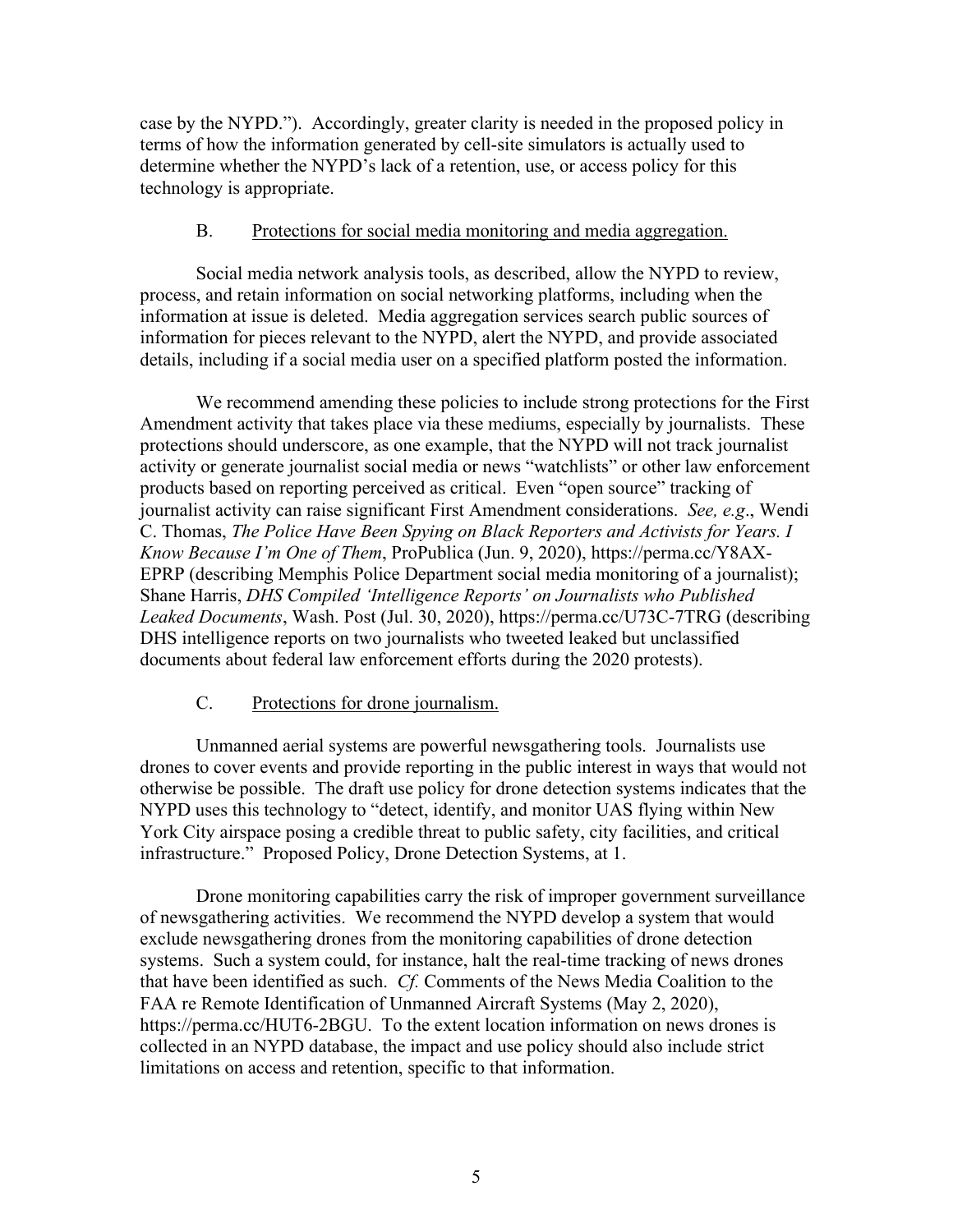case by the NYPD."). Accordingly, greater clarity is needed in the proposed policy in terms of how the information generated by cell-site simulators is actually used to determine whether the NYPD's lack of a retention, use, or access policy for this technology is appropriate.

### B. Protections for social media monitoring and media aggregation.

Social media network analysis tools, as described, allow the NYPD to review, process, and retain information on social networking platforms, including when the information at issue is deleted. Media aggregation services search public sources of information for pieces relevant to the NYPD, alert the NYPD, and provide associated details, including if a social media user on a specified platform posted the information.

We recommend amending these policies to include strong protections for the First Amendment activity that takes place via these mediums, especially by journalists. These protections should underscore, as one example, that the NYPD will not track journalist activity or generate journalist social media or news "watchlists" or other law enforcement products based on reporting perceived as critical. Even "open source" tracking of journalist activity can raise significant First Amendment considerations. *See, e.g*., Wendi C. Thomas, *The Police Have Been Spying on Black Reporters and Activists for Years. I Know Because I'm One of Them*, ProPublica (Jun. 9, 2020), https://perma.cc/Y8AX-EPRP (describing Memphis Police Department social media monitoring of a journalist); Shane Harris, *DHS Compiled 'Intelligence Reports' on Journalists who Published Leaked Documents*, Wash. Post (Jul. 30, 2020), https://perma.cc/U73C-7TRG (describing DHS intelligence reports on two journalists who tweeted leaked but unclassified documents about federal law enforcement efforts during the 2020 protests).

### C. Protections for drone journalism.

Unmanned aerial systems are powerful newsgathering tools. Journalists use drones to cover events and provide reporting in the public interest in ways that would not otherwise be possible. The draft use policy for drone detection systems indicates that the NYPD uses this technology to "detect, identify, and monitor UAS flying within New York City airspace posing a credible threat to public safety, city facilities, and critical infrastructure." Proposed Policy, Drone Detection Systems, at 1.

Drone monitoring capabilities carry the risk of improper government surveillance of newsgathering activities. We recommend the NYPD develop a system that would exclude newsgathering drones from the monitoring capabilities of drone detection systems. Such a system could, for instance, halt the real-time tracking of news drones that have been identified as such. *Cf.* Comments of the News Media Coalition to the FAA re Remote Identification of Unmanned Aircraft Systems (May 2, 2020), https://perma.cc/HUT6-2BGU. To the extent location information on news drones is collected in an NYPD database, the impact and use policy should also include strict limitations on access and retention, specific to that information.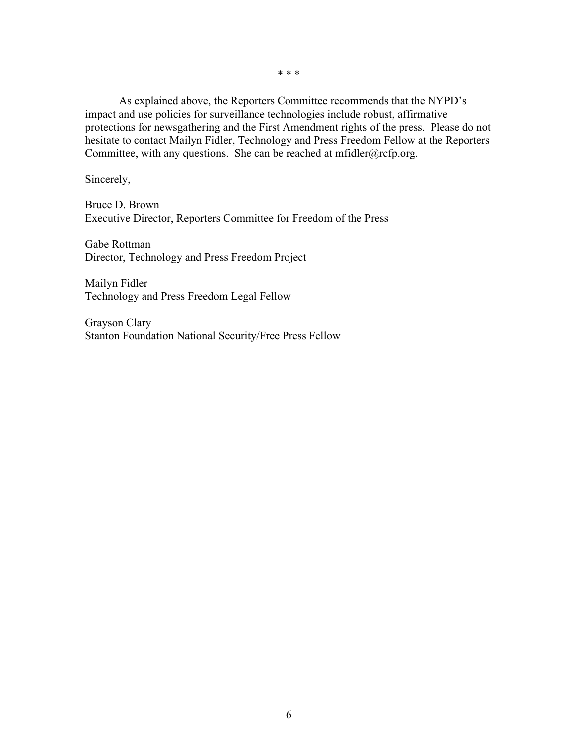\* \* \*

As explained above, the Reporters Committee recommends that the NYPD's impact and use policies for surveillance technologies include robust, affirmative protections for newsgathering and the First Amendment rights of the press. Please do not hesitate to contact Mailyn Fidler, Technology and Press Freedom Fellow at the Reporters Committee, with any questions. She can be reached at mfidler@rcfp.org.

Sincerely,

Bruce D. Brown
Executive Director, Reporters Committee for Freedom of the Press

Gabe Rottman
Director, Technology and Press Freedom Project

Mailyn Fidler
Technology and Press Freedom Legal Fellow

Grayson Clary
Stanton Foundation National Security/Free Press Fellow